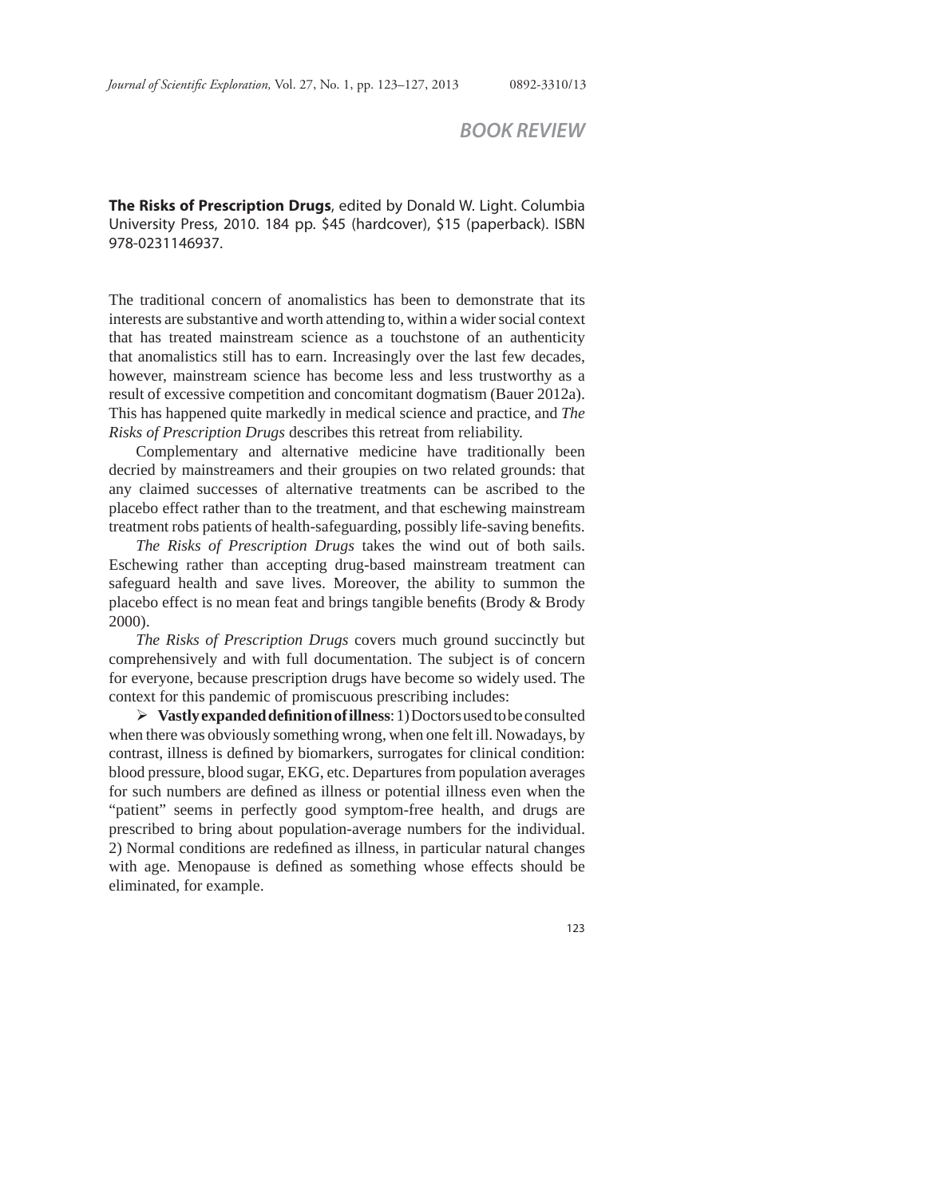## BOOK REVIEW

**The Risks of Prescription Drugs**, edited by Donald W. Light. Columbia University Press, 2010. 184 pp. $45 (hardcover), $15 (paperback). ISBN 978-0231146937.

The traditional concern of anomalistics has been to demonstrate that its interests are substantive and worth attending to, within a wider social context that has treated mainstream science as a touchstone of an authenticity that anomalistics still has to earn. Increasingly over the last few decades, however, mainstream science has become less and less trustworthy as a result of excessive competition and concomitant dogmatism (Bauer 2012a). This has happened quite markedly in medical science and practice, and *The Risks of Prescription Drugs* describes this retreat from reliability.

Complementary and alternative medicine have traditionally been decried by mainstreamers and their groupies on two related grounds: that any claimed successes of alternative treatments can be ascribed to the placebo effect rather than to the treatment, and that eschewing mainstream treatment robs patients of health-safeguarding, possibly life-saving benefits.

*The Risks of Prescription Drugs* takes the wind out of both sails. Eschewing rather than accepting drug-based mainstream treatment can safeguard health and save lives. Moreover, the ability to summon the placebo effect is no mean feat and brings tangible benefits (Brody & Brody 2000).

*The Risks of Prescription Drugs* covers much ground succinctly but comprehensively and with full documentation. The subject is of concern for everyone, because prescription drugs have become so widely used. The context for this pandemic of promiscuous prescribing includes:

- **Vastly expanded definition of illness**: 1) Doctors used to be consulted when there was obviously something wrong, when one felt ill. Nowadays, by contrast, illness is defined by biomarkers, surrogates for clinical condition: blood pressure, blood sugar, EKG, etc. Departures from population averages for such numbers are defined as illness or potential illness even when the "patient" seems in perfectly good symptom-free health, and drugs are prescribed to bring about population-average numbers for the individual. 2) Normal conditions are redefined as illness, in particular natural changes with age. Menopause is defined as something whose effects should be eliminated, for example.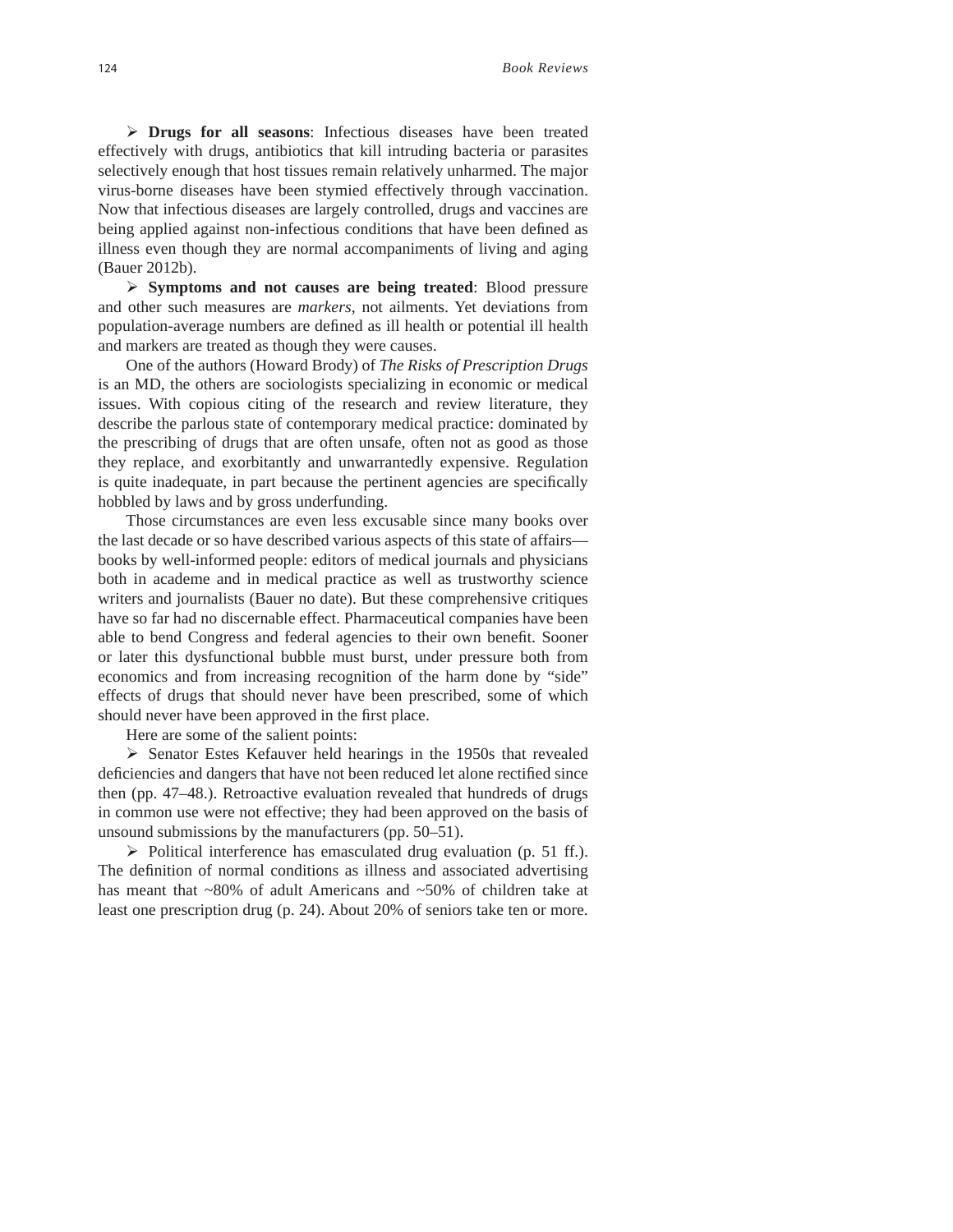- **Drugs for all seasons**: Infectious diseases have been treated effectively with drugs, antibiotics that kill intruding bacteria or parasites selectively enough that host tissues remain relatively unharmed. The major virus-borne diseases have been stymied effectively through vaccination. Now that infectious diseases are largely controlled, drugs and vaccines are being applied against non-infectious conditions that have been defined as illness even though they are normal accompaniments of living and aging (Bauer 2012b).
- **Symptoms and not causes are being treated**: Blood pressure and other such measures are *markers*, not ailments. Yet deviations from population-average numbers are defined as ill health or potential ill health and markers are treated as though they were causes.

One of the authors (Howard Brody) of *The Risks of Prescription Drugs* is an MD, the others are sociologists specializing in economic or medical issues. With copious citing of the research and review literature, they describe the parlous state of contemporary medical practice: dominated by the prescribing of drugs that are often unsafe, often not as good as those they replace, and exorbitantly and unwarrantedly expensive. Regulation is quite inadequate, in part because the pertinent agencies are specifically hobbled by laws and by gross underfunding.

Those circumstances are even less excusable since many books over the last decade or so have described various aspects of this state of affairs—books by well-informed people: editors of medical journals and physicians both in academe and in medical practice as well as trustworthy science writers and journalists (Bauer no date). But these comprehensive critiques have so far had no discernable effect. Pharmaceutical companies have been able to bend Congress and federal agencies to their own benefit. Sooner or later this dysfunctional bubble must burst, under pressure both from economics and from increasing recognition of the harm done by "side" effects of drugs that should never have been prescribed, some of which should never have been approved in the first place.

Here are some of the salient points:

- Senator Estes Kefauver held hearings in the 1950s that revealed deficiencies and dangers that have not been reduced let alone rectified since then (pp. 47–48.). Retroactive evaluation revealed that hundreds of drugs in common use were not effective; they had been approved on the basis of unsound submissions by the manufacturers (pp. 50–51).
- Political interference has emasculated drug evaluation (p. 51 ff.). The definition of normal conditions as illness and associated advertising has meant that ~80% of adult Americans and ~50% of children take at least one prescription drug (p. 24). About 20% of seniors take ten or more.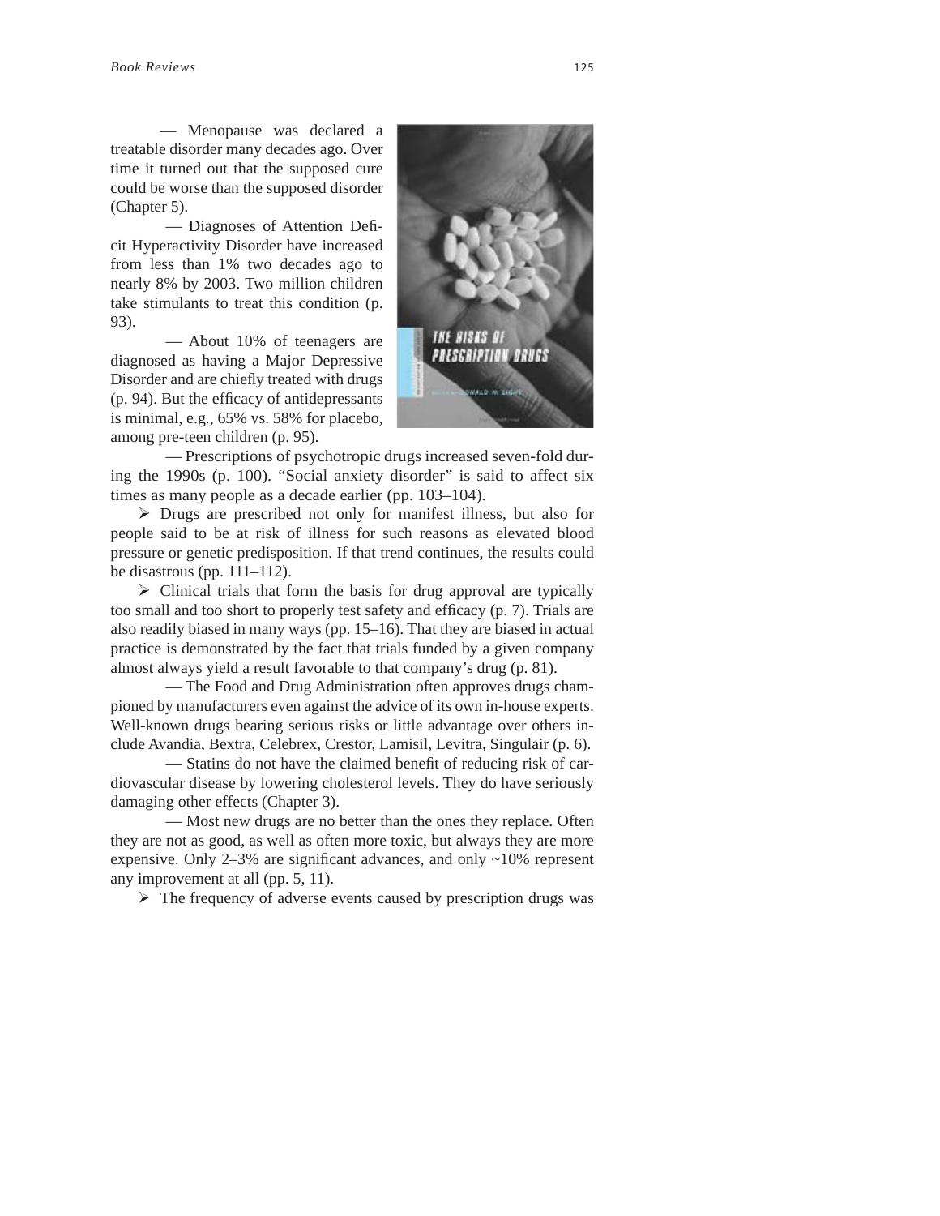— Menopause was declared a treatable disorder many decades ago. Over time it turned out that the supposed cure could be worse than the supposed disorder (Chapter 5).

— Diagnoses of Attention Deficit Hyperactivity Disorder have increased from less than 1% two decades ago to nearly 8% by 2003. Two million children take stimulants to treat this condition (p. 93).

— About 10% of teenagers are diagnosed as having a Major Depressive Disorder and are chiefly treated with drugs (p. 94). But the efficacy of antidepressants is minimal, e.g., 65% vs. 58% for placebo, among pre-teen children (p. 95).

— Prescriptions of psychotropic drugs increased seven-fold during the 1990s (p. 100). "Social anxiety disorder" is said to affect six times as many people as a decade earlier (pp. 103–104).

➢ Drugs are prescribed not only for manifest illness, but also for people said to be at risk of illness for such reasons as elevated blood pressure or genetic predisposition. If that trend continues, the results could be disastrous (pp. 111–112).

➢ Clinical trials that form the basis for drug approval are typically too small and too short to properly test safety and efficacy (p. 7). Trials are also readily biased in many ways (pp. 15–16). That they are biased in actual practice is demonstrated by the fact that trials funded by a given company almost always yield a result favorable to that company's drug (p. 81).

— The Food and Drug Administration often approves drugs championed by manufacturers even against the advice of its own in-house experts. Well-known drugs bearing serious risks or little advantage over others include Avandia, Bextra, Celebrex, Crestor, Lamisil, Levitra, Singulair (p. 6).

— Statins do not have the claimed benefit of reducing risk of cardiovascular disease by lowering cholesterol levels. They do have seriously damaging other effects (Chapter 3).

— Most new drugs are no better than the ones they replace. Often they are not as good, as well as often more toxic, but always they are more expensive. Only 2–3% are significant advances, and only ~10% represent any improvement at all (pp. 5, 11).

➢ The frequency of adverse events caused by prescription drugs was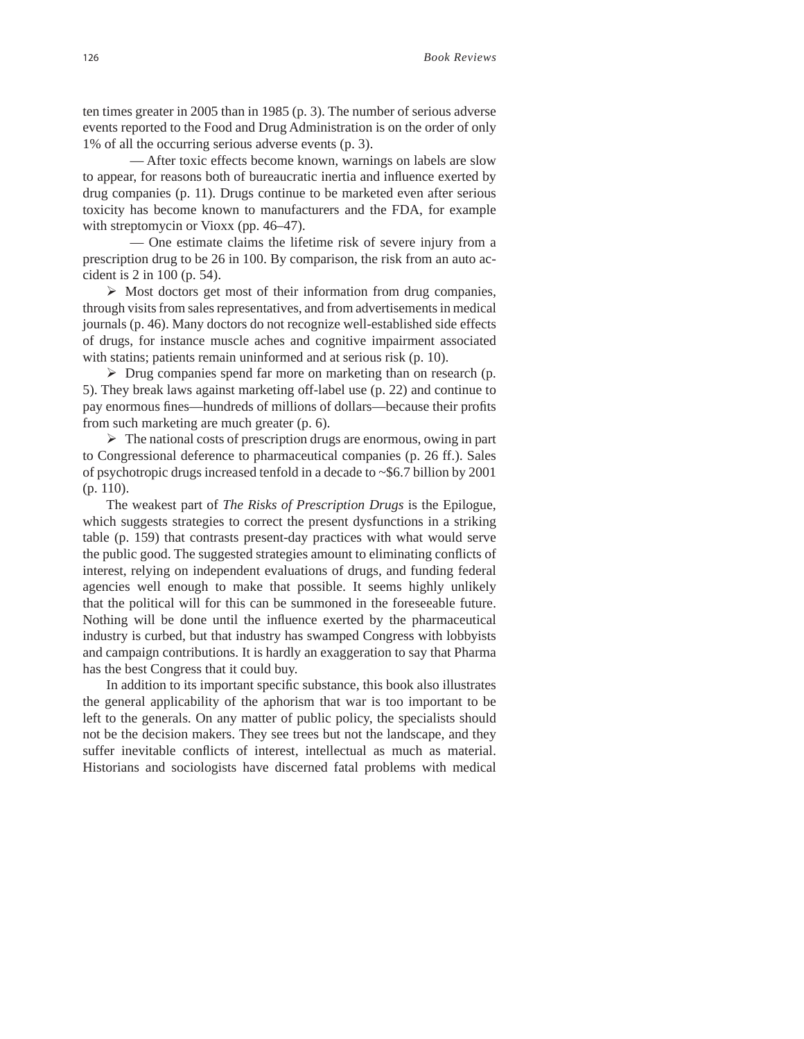ten times greater in 2005 than in 1985 (p. 3). The number of serious adverse events reported to the Food and Drug Administration is on the order of only 1% of all the occurring serious adverse events (p. 3).

— After toxic effects become known, warnings on labels are slow to appear, for reasons both of bureaucratic inertia and influence exerted by drug companies (p. 11). Drugs continue to be marketed even after serious toxicity has become known to manufacturers and the FDA, for example with streptomycin or Vioxx (pp. 46–47).

— One estimate claims the lifetime risk of severe injury from a prescription drug to be 26 in 100. By comparison, the risk from an auto accident is 2 in 100 (p. 54).

➢ Most doctors get most of their information from drug companies, through visits from sales representatives, and from advertisements in medical journals (p. 46). Many doctors do not recognize well-established side effects of drugs, for instance muscle aches and cognitive impairment associated with statins; patients remain uninformed and at serious risk (p. 10).

➢ Drug companies spend far more on marketing than on research (p. 5). They break laws against marketing off-label use (p. 22) and continue to pay enormous fines—hundreds of millions of dollars—because their profits from such marketing are much greater (p. 6).

➢ The national costs of prescription drugs are enormous, owing in part to Congressional deference to pharmaceutical companies (p. 26 ff.). Sales of psychotropic drugs increased tenfold in a decade to ~$6.7 billion by 2001 (p. 110).

The weakest part of *The Risks of Prescription Drugs* is the Epilogue, which suggests strategies to correct the present dysfunctions in a striking table (p. 159) that contrasts present-day practices with what would serve the public good. The suggested strategies amount to eliminating conflicts of interest, relying on independent evaluations of drugs, and funding federal agencies well enough to make that possible. It seems highly unlikely that the political will for this can be summoned in the foreseeable future. Nothing will be done until the influence exerted by the pharmaceutical industry is curbed, but that industry has swamped Congress with lobbyists and campaign contributions. It is hardly an exaggeration to say that Pharma has the best Congress that it could buy.

In addition to its important specific substance, this book also illustrates the general applicability of the aphorism that war is too important to be left to the generals. On any matter of public policy, the specialists should not be the decision makers. They see trees but not the landscape, and they suffer inevitable conflicts of interest, intellectual as much as material. Historians and sociologists have discerned fatal problems with medical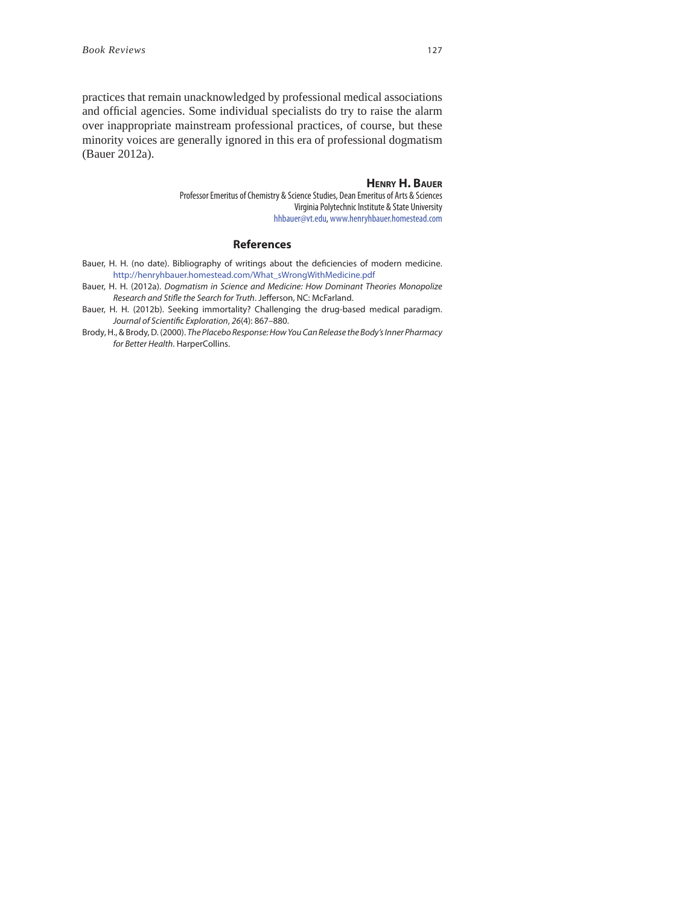practices that remain unacknowledged by professional medical associations and official agencies. Some individual specialists do try to raise the alarm over inappropriate mainstream professional practices, of course, but these minority voices are generally ignored in this era of professional dogmatism (Bauer 2012a).

**Henry H. Bauer**
Professor Emeritus of Chemistry & Science Studies, Dean Emeritus of Arts & Sciences
Virginia Polytechnic Institute & State University
hhbauer@vt.edu, www.henryhbauer.homestead.com

## References

Bauer, H. H. (no date). Bibliography of writings about the deficiencies of modern medicine. http://henryhbauer.homestead.com/What_sWrongWithMedicine.pdf

Bauer, H. H. (2012a). *Dogmatism in Science and Medicine: How Dominant Theories Monopolize Research and Stifle the Search for Truth*. Jefferson, NC: McFarland.

Bauer, H. H. (2012b). Seeking immortality? Challenging the drug-based medical paradigm. *Journal of Scientific Exploration*, *26*(4): 867–880.

Brody, H., & Brody, D. (2000). *The Placebo Response: How You Can Release the Body's Inner Pharmacy for Better Health*. HarperCollins.